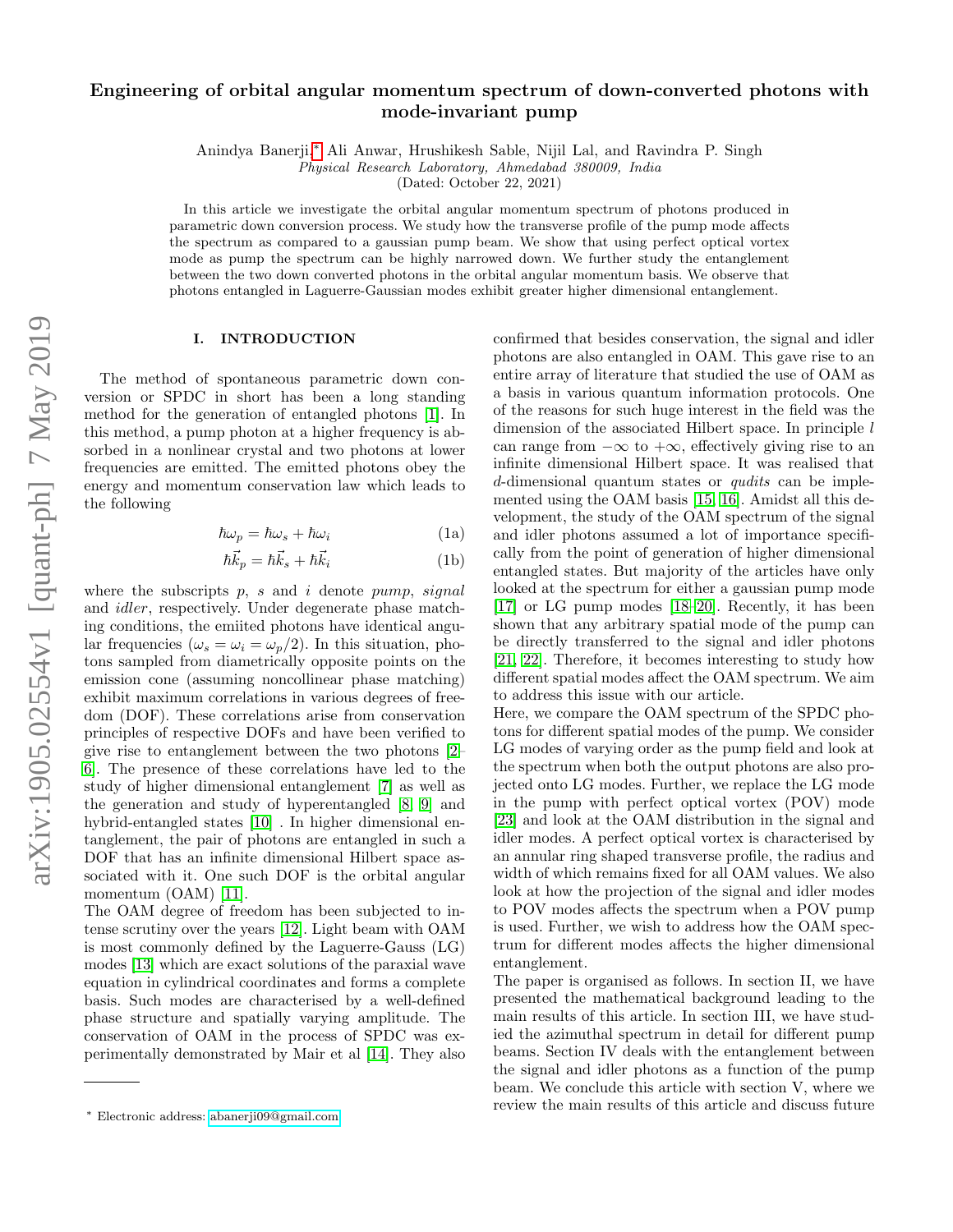# Engineering of orbital angular momentum spectrum of down-converted photons with mode-invariant pump

Anindya Banerji,[*] Ali Anwar, Hrushikesh Sable, Nijil Lal, and Ravindra P. Singh

*Physical Research Laboratory, Ahmedabad 380009, India*

(Dated: October 22, 2021)

In this article we investigate the orbital angular momentum spectrum of photons produced in parametric down conversion process. We study how the transverse profile of the pump mode affects the spectrum as compared to a gaussian pump beam. We show that using perfect optical vortex mode as pump the spectrum can be highly narrowed down. We further study the entanglement between the two down converted photons in the orbital angular momentum basis. We observe that photons entangled in Laguerre-Gaussian modes exhibit greater higher dimensional entanglement.

## I. INTRODUCTION

The method of spontaneous parametric down conversion or SPDC in short has been a long standing method for the generation of entangled photons [1]. In this method, a pump photon at a higher frequency is absorbed in a nonlinear crystal and two photons at lower frequencies are emitted. The emitted photons obey the energy and momentum conservation law which leads to the following

$$\hbar\omega_p = \hbar\omega_s + \hbar\omega_i \tag{1a}$$

$$\hbar\vec{k}_p = \hbar\vec{k}_s + \hbar\vec{k}_i \tag{1b}$$

where the subscripts $p$, $s$ and $i$ denote *pump*, *signal* and *idler*, respectively. Under degenerate phase matching conditions, the emiited photons have identical angular frequencies ($\omega_s = \omega_i = \omega_p/2$). In this situation, photons sampled from diametrically opposite points on the emission cone (assuming noncollinear phase matching) exhibit maximum correlations in various degrees of freedom (DOF). These correlations arise from conservation principles of respective DOFs and have been verified to give rise to entanglement between the two photons [2–6]. The presence of these correlations have led to the study of higher dimensional entanglement [7] as well as the generation and study of hyperentangled [8, 9] and hybrid-entangled states [10] . In higher dimensional entanglement, the pair of photons are entangled in such a DOF that has an infinite dimensional Hilbert space associated with it. One such DOF is the orbital angular momentum (OAM) [11].

The OAM degree of freedom has been subjected to intense scrutiny over the years [12]. Light beam with OAM is most commonly defined by the Laguerre-Gauss (LG) modes [13] which are exact solutions of the paraxial wave equation in cylindrical coordinates and forms a complete basis. Such modes are characterised by a well-defined phase structure and spatially varying amplitude. The conservation of OAM in the process of SPDC was experimentally demonstrated by Mair et al [14]. They also confirmed that besides conservation, the signal and idler photons are also entangled in OAM. This gave rise to an entire array of literature that studied the use of OAM as a basis in various quantum information protocols. One of the reasons for such huge interest in the field was the dimension of the associated Hilbert space. In principle $l$ can range from $-\infty$ to $+\infty$, effectively giving rise to an infinite dimensional Hilbert space. It was realised that $d$-dimensional quantum states or *qudits* can be implemented using the OAM basis [15, 16]. Amidst all this development, the study of the OAM spectrum of the signal and idler photons assumed a lot of importance specifically from the point of generation of higher dimensional entangled states. But majority of the articles have only looked at the spectrum for either a gaussian pump mode [17] or LG pump modes [18–20]. Recently, it has been shown that any arbitrary spatial mode of the pump can be directly transferred to the signal and idler photons [21, 22]. Therefore, it becomes interesting to study how different spatial modes affect the OAM spectrum. We aim to address this issue with our article.

Here, we compare the OAM spectrum of the SPDC photons for different spatial modes of the pump. We consider LG modes of varying order as the pump field and look at the spectrum when both the output photons are also projected onto LG modes. Further, we replace the LG mode in the pump with perfect optical vortex (POV) mode [23] and look at the OAM distribution in the signal and idler modes. A perfect optical vortex is characterised by an annular ring shaped transverse profile, the radius and width of which remains fixed for all OAM values. We also look at how the projection of the signal and idler modes to POV modes affects the spectrum when a POV pump is used. Further, we wish to address how the OAM spectrum for different modes affects the higher dimensional entanglement.

The paper is organised as follows. In section II, we have presented the mathematical background leading to the main results of this article. In section III, we have studied the azimuthal spectrum in detail for different pump beams. Section IV deals with the entanglement between the signal and idler photons as a function of the pump beam. We conclude this article with section V, where we review the main results of this article and discuss future

---

[*] Electronic address: abanerji09@gmail.com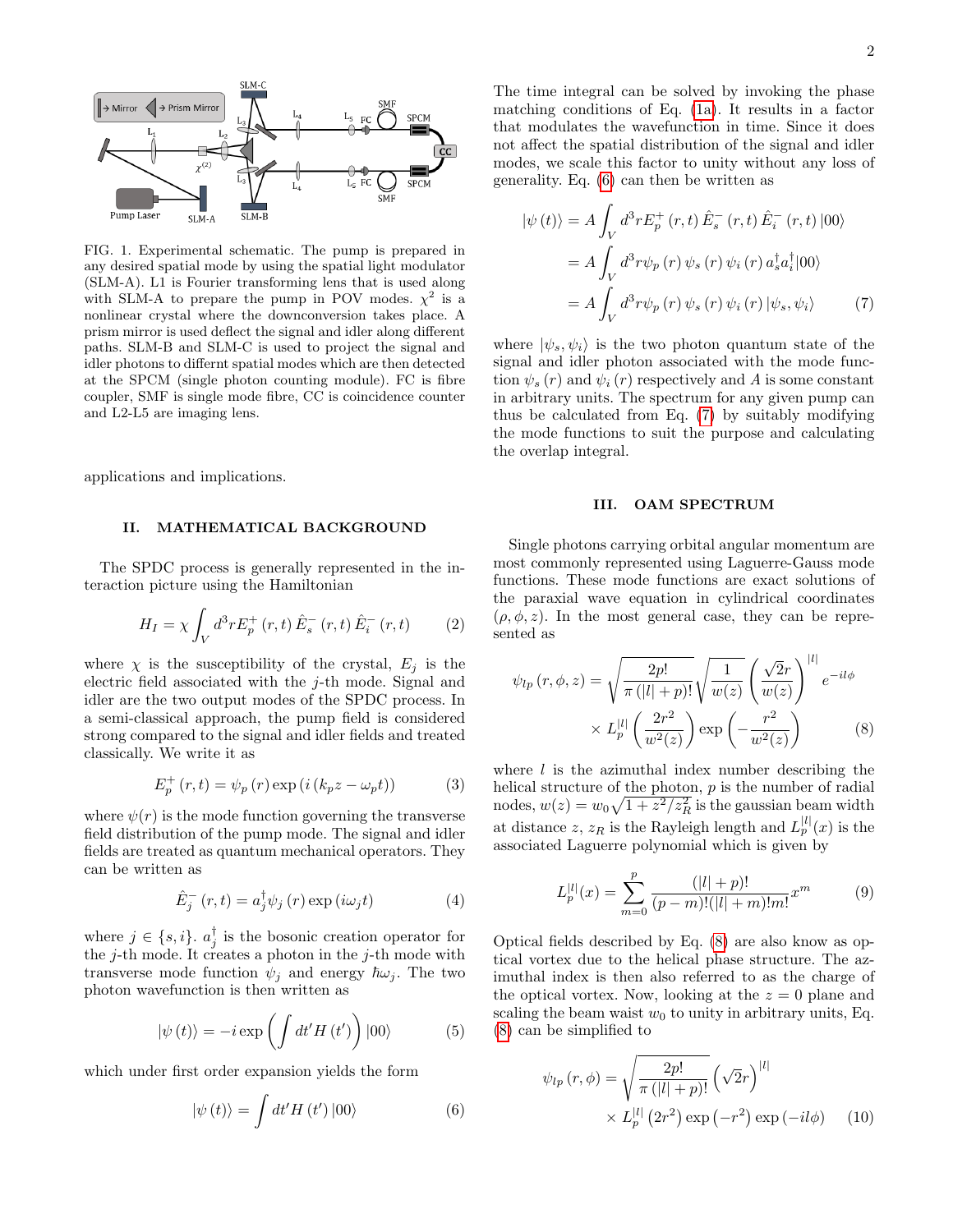FIG. 1. Experimental schematic. The pump is prepared in any desired spatial mode by using the spatial light modulator (SLM-A). L1 is Fourier transforming lens that is used along with SLM-A to prepare the pump in POV modes. $\chi^2$ is a nonlinear crystal where the downconversion takes place. A prism mirror is used deflect the signal and idler along different paths. SLM-B and SLM-C is used to project the signal and idler photons to different spatial modes which are then detected at the SPCM (single photon counting module). FC is fibre coupler, SMF is single mode fibre, CC is coincidence counter and L2-L5 are imaging lens.

applications and implications.

## II. MATHEMATICAL BACKGROUND

The SPDC process is generally represented in the interaction picture using the Hamiltonian

$$H_I = \chi \int_V d^3r E_p^+ (r,t)\, \hat{E}_s^- (r,t)\, \hat{E}_i^- (r,t) \tag{2}$$

where $\chi$ is the susceptibility of the crystal, $E_j$ is the electric field associated with the $j$-th mode. Signal and idler are the two output modes of the SPDC process. In a semi-classical approach, the pump field is considered strong compared to the signal and idler fields and treated classically. We write it as

$$E_p^+ (r,t) = \psi_p (r) \exp \left( i \left( k_p z - \omega_p t \right) \right) \tag{3}$$

where $\psi(r)$ is the mode function governing the transverse field distribution of the pump mode. The signal and idler fields are treated as quantum mechanical operators. They can be written as

$$\hat{E}_j^- (r,t) = a_j^\dagger \psi_j (r) \exp (i\omega_j t) \tag{4}$$

where $j \in \{s, i\}$. $a_j^\dagger$ is the bosonic creation operator for the $j$-th mode. It creates a photon in the $j$-th mode with transverse mode function $\psi_j$ and energy $\hbar\omega_j$. The two photon wavefunction is then written as

$$|\psi (t)\rangle = -i \exp \left( \int dt' H (t') \right) |00\rangle \tag{5}$$

which under first order expansion yields the form

$$|\psi (t)\rangle = \int dt' H (t') \, |00\rangle \tag{6}$$

The time integral can be solved by invoking the phase matching conditions of Eq. (1a). It results in a factor that modulates the wavefunction in time. Since it does not affect the spatial distribution of the signal and idler modes, we scale this factor to unity without any loss of generality. Eq. (6) can then be written as

$$\begin{aligned}
|\psi (t)\rangle &= A \int_V d^3r E_p^+ (r,t)\, \hat{E}_s^- (r,t)\, \hat{E}_i^- (r,t) \, |00\rangle \\
&= A \int_V d^3r \psi_p (r)\, \psi_s (r)\, \psi_i (r)\, a_s^\dagger a_i^\dagger |00\rangle \\
&= A \int_V d^3r \psi_p (r)\, \psi_s (r)\, \psi_i (r)\, |\psi_s, \psi_i\rangle
\end{aligned} \tag{7}$$

where $|\psi_s, \psi_i\rangle$ is the two photon quantum state of the signal and idler photon associated with the mode function $\psi_s (r)$ and $\psi_i (r)$ respectively and $A$ is some constant in arbitrary units. The spectrum for any given pump can thus be calculated from Eq. (7) by suitably modifying the mode functions to suit the purpose and calculating the overlap integral.

## III. OAM SPECTRUM

Single photons carrying orbital angular momentum are most commonly represented using Laguerre-Gauss mode functions. These mode functions are exact solutions of the paraxial wave equation in cylindrical coordinates $(\rho, \phi, z)$. In the most general case, they can be represented as

$$\begin{aligned}
\psi_{lp} (r, \phi, z) = &\sqrt{\frac{2p!}{\pi \left(|l| + p\right)!}} \sqrt{\frac{1}{w(z)}} \left( \frac{\sqrt{2} r}{w(z)} \right)^{|l|} e^{-il\phi} \\
&\times L_p^{|l|} \left( \frac{2r^2}{w^2(z)} \right) \exp \left( -\frac{r^2}{w^2(z)} \right)
\end{aligned} \tag{8}$$

where $l$ is the azimuthal index number describing the helical structure of the photon, $p$ is the number of radial nodes, $w(z) = w_0 \sqrt{1 + z^2/z_R^2}$ is the gaussian beam width at distance $z$, $z_R$ is the Rayleigh length and $L_p^{|l|}(x)$ is the associated Laguerre polynomial which is given by

$$L_p^{|l|}(x) = \sum_{m=0}^{p} \frac{(|l| + p)!}{(p - m)!(|l| + m)!m!} x^m \tag{9}$$

Optical fields described by Eq. (8) are also know as optical vortex due to the helical phase structure. The azimuthal index is then also referred to as the charge of the optical vortex. Now, looking at the $z = 0$ plane and scaling the beam waist $w_0$ to unity in arbitrary units, Eq. (8) can be simplified to

$$\begin{aligned}
\psi_{lp} (r, \phi) = &\sqrt{\frac{2p!}{\pi \left(|l| + p\right)!}} \left( \sqrt{2} r \right)^{|l|} \\
&\times L_p^{|l|} \left( 2r^2 \right) \exp \left( -r^2 \right) \exp \left( -il\phi \right)
\end{aligned} \tag{10}$$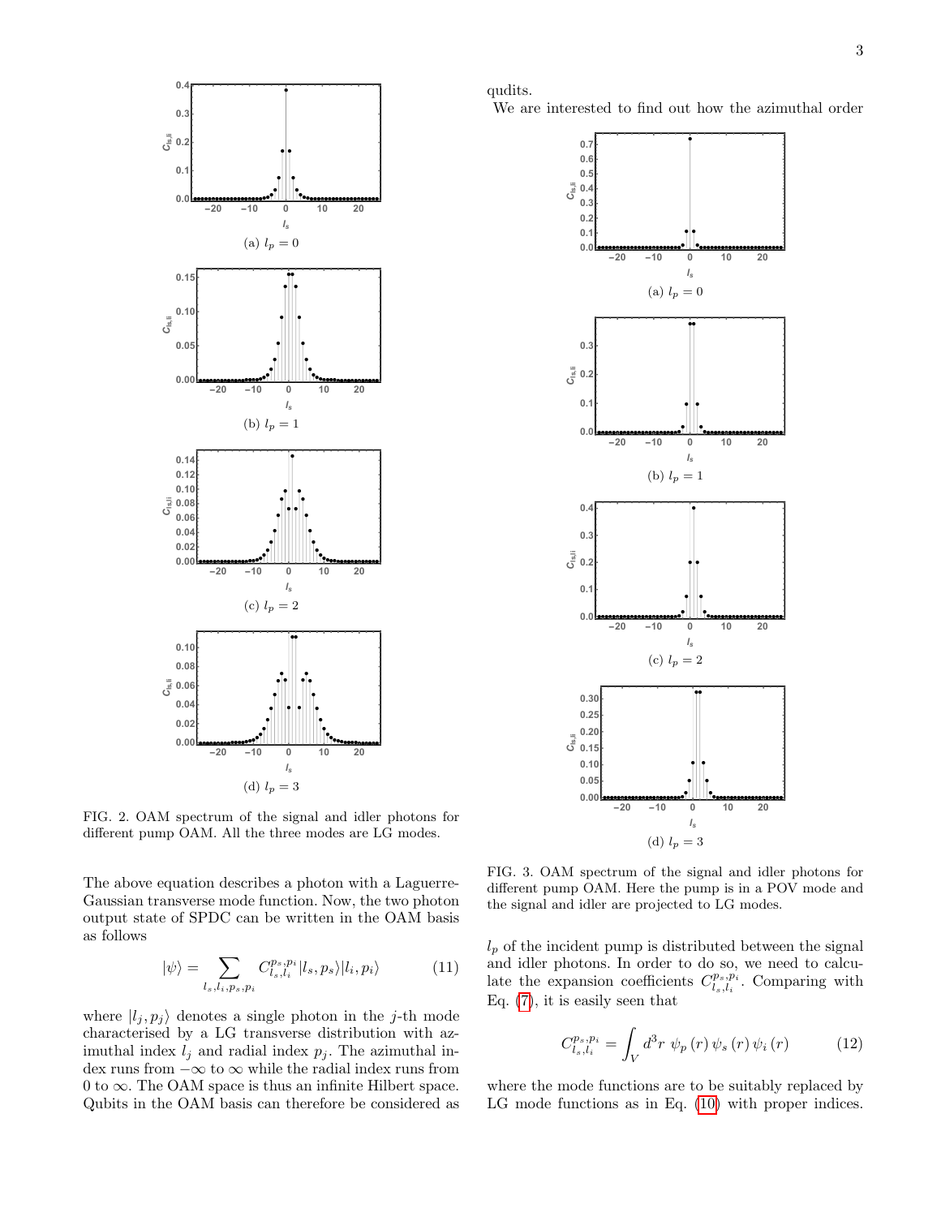FIG. 2. OAM spectrum of the signal and idler photons for different pump OAM. All the three modes are LG modes.

(a) $l_p = 0$

(b) $l_p = 1$

(c) $l_p = 2$

(d) $l_p = 3$

The above equation describes a photon with a Laguerre-Gaussian transverse mode function. Now, the two photon output state of SPDC can be written in the OAM basis as follows

$$|\psi\rangle = \sum_{l_s,l_i,p_s,p_i} C^{p_s,p_i}_{l_s,l_i} |l_s, p_s\rangle |l_i, p_i\rangle \tag{11}$$

where $|l_j, p_j\rangle$ denotes a single photon in the $j$-th mode characterised by a LG transverse distribution with azimuthal index $l_j$ and radial index $p_j$. The azimuthal index runs from $-\infty$ to $\infty$ while the radial index runs from 0 to $\infty$. The OAM space is thus an infinite Hilbert space. Qubits in the OAM basis can therefore be considered as qudits.

We are interested to find out how the azimuthal order $l_p$ of the incident pump is distributed between the signal and idler photons. In order to do so, we need to calculate the expansion coefficients $C^{p_s,p_i}_{l_s,l_i}$. Comparing with Eq. (7), it is easily seen that

$$C^{p_s,p_i}_{l_s,l_i} = \int_V d^3r \; \psi_p(r) \, \psi_s(r) \, \psi_i(r) \tag{12}$$

where the mode functions are to be suitably replaced by LG mode functions as in Eq. (10) with proper indices.

FIG. 3. OAM spectrum of the signal and idler photons for different pump OAM. Here the pump is in a POV mode and the signal and idler are projected to LG modes.

(a) $l_p = 0$

(b) $l_p = 1$

(c) $l_p = 2$

(d) $l_p = 3$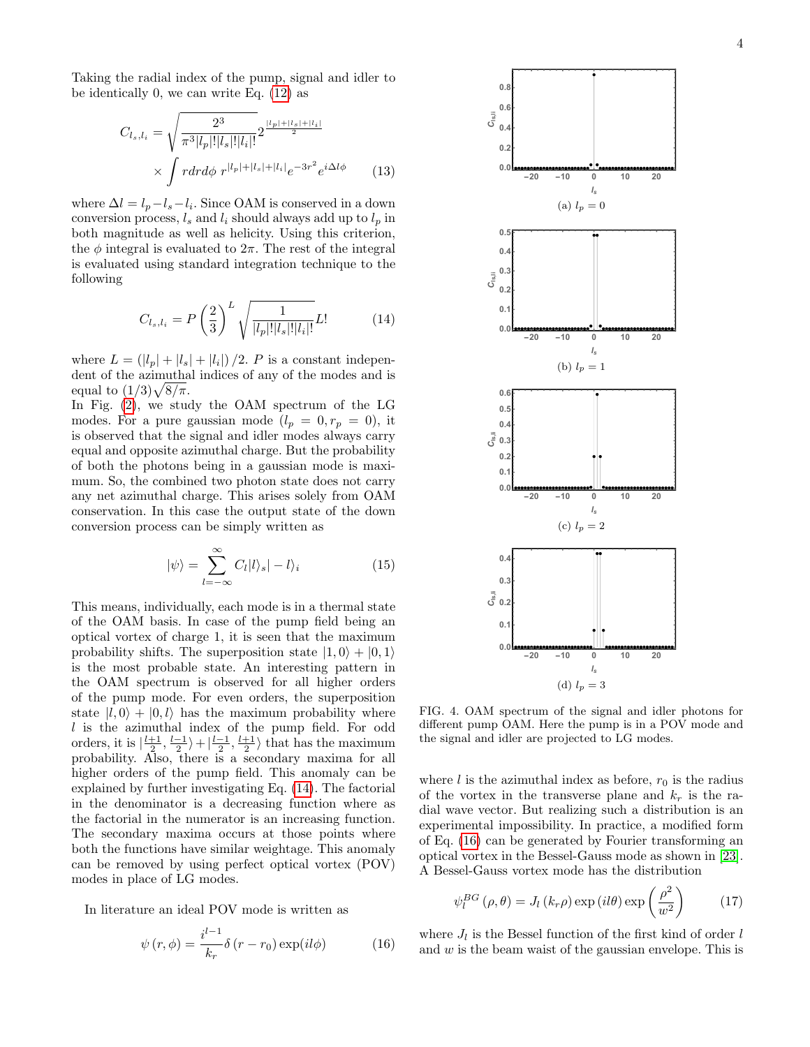Taking the radial index of the pump, signal and idler to be identically 0, we can write Eq. (12) as

$$C_{l_s,l_i} = \sqrt{\frac{2^3}{\pi^3 |l_p|!|l_s|!|l_i|!}} 2^{\frac{|l_p|+|l_s|+|l_i|}{2}} \times \int r dr d\phi \, r^{|l_p|+|l_s|+|l_i|} e^{-3r^2} e^{i\Delta l \phi} \tag{13}$$

where $\Delta l = l_p - l_s - l_i$. Since OAM is conserved in a down conversion process, $l_s$ and $l_i$ should always add up to $l_p$ in both magnitude as well as helicity. Using this criterion, the $\phi$ integral is evaluated to $2\pi$. The rest of the integral is evaluated using standard integration technique to the following

$$C_{l_s,l_i} = P \left(\frac{2}{3}\right)^L \sqrt{\frac{1}{|l_p|!|l_s|!|l_i|!}} L! \tag{14}$$

where $L = (|l_p| + |l_s| + |l_i|)/2$. $P$ is a constant independent of the azimuthal indices of any of the modes and is equal to $(1/3)\sqrt{8/\pi}$.

In Fig. (2), we study the OAM spectrum of the LG modes. For a pure gaussian mode ($l_p = 0, r_p = 0$), it is observed that the signal and idler modes always carry equal and opposite azimuthal charge. But the probability of both the photons being in a gaussian mode is maximum. So, the combined two photon state does not carry any net azimuthal charge. This arises solely from OAM conservation. In this case the output state of the down conversion process can be simply written as

$$|\psi\rangle = \sum_{l=-\infty}^{\infty} C_l |l\rangle_s |-l\rangle_i \tag{15}$$

This means, individually, each mode is in a thermal state of the OAM basis. In case of the pump field being an optical vortex of charge 1, it is seen that the maximum probability shifts. The superposition state $|1, 0\rangle + |0, 1\rangle$ is the most probable state. An interesting pattern in the OAM spectrum is observed for all higher orders of the pump mode. For even orders, the superposition state $|l, 0\rangle + |0, l\rangle$ has the maximum probability where $l$ is the azimuthal index of the pump field. For odd orders, it is $|\frac{l+1}{2}, \frac{l-1}{2}\rangle + |\frac{l-1}{2}, \frac{l+1}{2}\rangle$ that has the maximum probability. Also, there is a secondary maxima for all higher orders of the pump field. This anomaly can be explained by further investigating Eq. (14). The factorial in the denominator is a decreasing function where as the factorial in the numerator is an increasing function. The secondary maxima occurs at those points where both the functions have similar weightage. This anomaly can be removed by using perfect optical vortex (POV) modes in place of LG modes.

In literature an ideal POV mode is written as

$$\psi(r, \phi) = \frac{i^{l-1}}{k_r} \delta(r - r_0) \exp(il\phi) \tag{16}$$

(a) $l_p = 0$

(b) $l_p = 1$

(c) $l_p = 2$

(d) $l_p = 3$

FIG. 4. OAM spectrum of the signal and idler photons for different pump OAM. Here the pump is in a POV mode and the signal and idler are projected to LG modes.

where $l$ is the azimuthal index as before, $r_0$ is the radius of the vortex in the transverse plane and $k_r$ is the radial wave vector. But realizing such a distribution is an experimental impossibility. In practice, a modified form of Eq. (16) can be generated by Fourier transforming an optical vortex in the Bessel-Gauss mode as shown in [23]. A Bessel-Gauss vortex mode has the distribution

$$\psi_l^{BG}(\rho, \theta) = J_l(k_r \rho) \exp(il\theta) \exp\left(\frac{\rho^2}{w^2}\right) \tag{17}$$

where $J_l$ is the Bessel function of the first kind of order $l$ and $w$ is the beam waist of the gaussian envelope. This is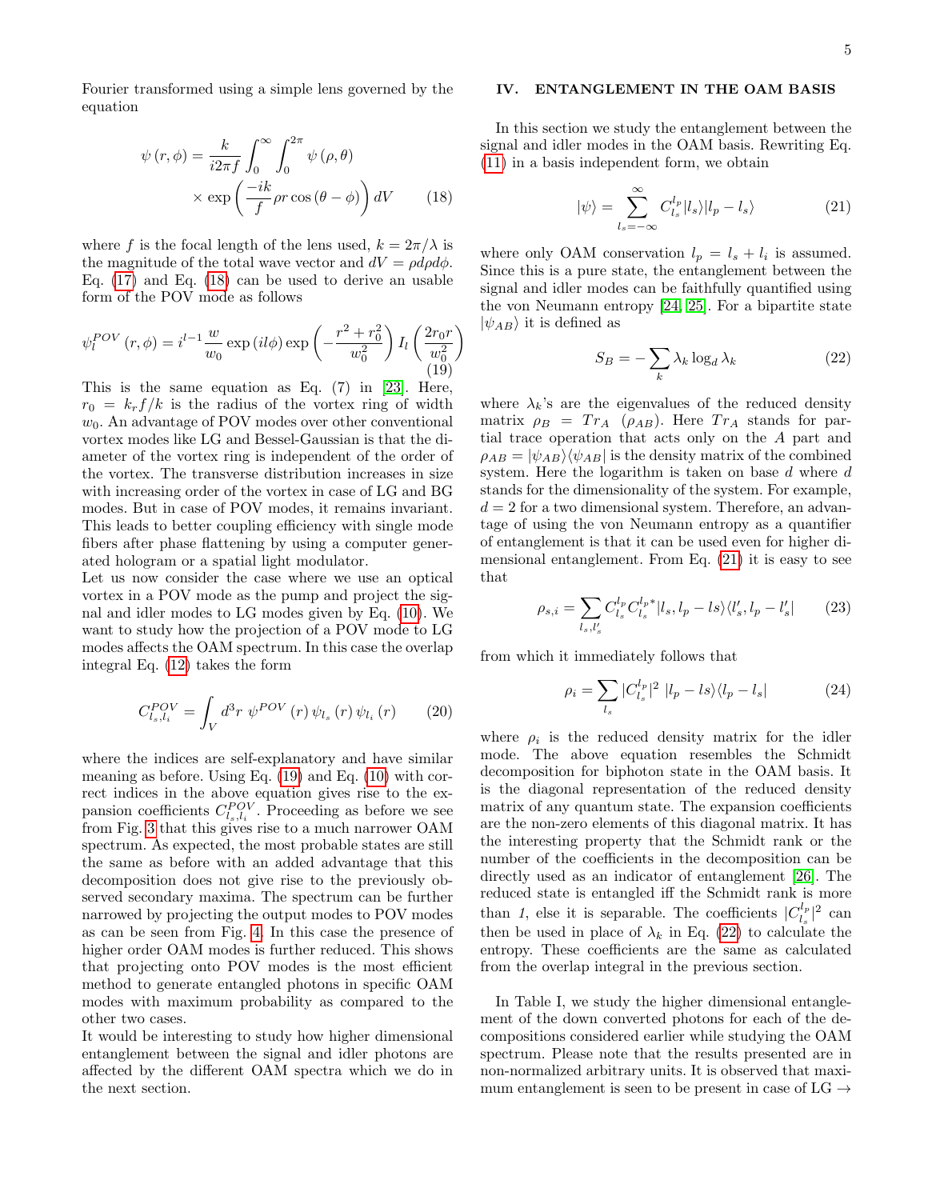Fourier transformed using a simple lens governed by the equation

$$\psi(r,\phi) = \frac{k}{i2\pi f}\int_0^\infty \int_0^{2\pi} \psi(\rho,\theta) \times \exp\left(\frac{-ik}{f}\rho r\cos(\theta-\phi)\right) dV \tag{18}$$

where $f$ is the focal length of the lens used, $k = 2\pi/\lambda$ is the magnitude of the total wave vector and $dV = \rho d\rho d\phi$. Eq. (17) and Eq. (18) can be used to derive an usable form of the POV mode as follows

$$\psi_l^{POV}(r,\phi) = i^{l-1}\frac{w}{w_0}\exp(il\phi)\exp\left(-\frac{r^2+r_0^2}{w_0^2}\right) I_l\left(\frac{2r_0 r}{w_0^2}\right) \tag{19}$$

This is the same equation as Eq. (7) in [23]. Here, $r_0 = k_r f/k$ is the radius of the vortex ring of width $w_0$. An advantage of POV modes over other conventional vortex modes like LG and Bessel-Gaussian is that the diameter of the vortex ring is independent of the order of the vortex. The transverse distribution increases in size with increasing order of the vortex in case of LG and BG modes. But in case of POV modes, it remains invariant. This leads to better coupling efficiency with single mode fibers after phase flattening by using a computer generated hologram or a spatial light modulator.

Let us now consider the case where we use an optical vortex in a POV mode as the pump and project the signal and idler modes to LG modes given by Eq. (10). We want to study how the projection of a POV mode to LG modes affects the OAM spectrum. In this case the overlap integral Eq. (12) takes the form

$$C_{l_s,l_i}^{POV} = \int_V d^3r\ \psi^{POV}(r)\,\psi_{l_s}(r)\,\psi_{l_i}(r) \tag{20}$$

where the indices are self-explanatory and have similar meaning as before. Using Eq. (19) and Eq. (10) with correct indices in the above equation gives rise to the expansion coefficients $C_{l_s,l_i}^{POV}$. Proceeding as before we see from Fig. 3 that this gives rise to a much narrower OAM spectrum. As expected, the most probable states are still the same as before with an added advantage that this decomposition does not give rise to the previously observed secondary maxima. The spectrum can be further narrowed by projecting the output modes to POV modes as can be seen from Fig. 4. In this case the presence of higher order OAM modes is further reduced. This shows that projecting onto POV modes is the most efficient method to generate entangled photons in specific OAM modes with maximum probability as compared to the other two cases.

It would be interesting to study how higher dimensional entanglement between the signal and idler photons are affected by the different OAM spectra which we do in the next section.

## IV. ENTANGLEMENT IN THE OAM BASIS

In this section we study the entanglement between the signal and idler modes in the OAM basis. Rewriting Eq. (11) in a basis independent form, we obtain

$$|\psi\rangle = \sum_{l_s=-\infty}^{\infty} C_{l_s}^{l_p}|l_s\rangle|l_p - l_s\rangle \tag{21}$$

where only OAM conservation $l_p = l_s + l_i$ is assumed. Since this is a pure state, the entanglement between the signal and idler modes can be faithfully quantified using the von Neumann entropy [24, 25]. For a bipartite state $|\psi_{AB}\rangle$ it is defined as

$$S_B = -\sum_k \lambda_k \log_d \lambda_k \tag{22}$$

where $\lambda_k$'s are the eigenvalues of the reduced density matrix $\rho_B = Tr_A\ (\rho_{AB})$. Here $Tr_A$ stands for partial trace operation that acts only on the $A$ part and $\rho_{AB} = |\psi_{AB}\rangle\langle\psi_{AB}|$ is the density matrix of the combined system. Here the logarithm is taken on base $d$ where $d$ stands for the dimensionality of the system. For example, $d = 2$ for a two dimensional system. Therefore, an advantage of using the von Neumann entropy as a quantifier of entanglement is that it can be used even for higher dimensional entanglement. From Eq. (21) it is easy to see that

$$\rho_{s,i} = \sum_{l_s,l_s'} C_{l_s}^{l_p} C_{l_s}^{l_p *}|l_s, l_p - ls\rangle\langle l_s', l_p - l_s'| \tag{23}$$

from which it immediately follows that

$$\rho_i = \sum_{l_s} |C_{l_s}^{l_p}|^2\ |l_p - ls\rangle\langle l_p - l_s| \tag{24}$$

where $\rho_i$ is the reduced density matrix for the idler mode. The above equation resembles the Schmidt decomposition for biphoton state in the OAM basis. It is the diagonal representation of the reduced density matrix of any quantum state. The expansion coefficients are the non-zero elements of this diagonal matrix. It has the interesting property that the Schmidt rank or the number of the coefficients in the decomposition can be directly used as an indicator of entanglement [26]. The reduced state is entangled iff the Schmidt rank is more than *1*, else it is separable. The coefficients $|C_{l_s}^{l_p}|^2$ can then be used in place of $\lambda_k$ in Eq. (22) to calculate the entropy. These coefficients are the same as calculated from the overlap integral in the previous section.

In Table I, we study the higher dimensional entanglement of the down converted photons for each of the decompositions considered earlier while studying the OAM spectrum. Please note that the results presented are in non-normalized arbitrary units. It is observed that maximum entanglement is seen to be present in case of LG →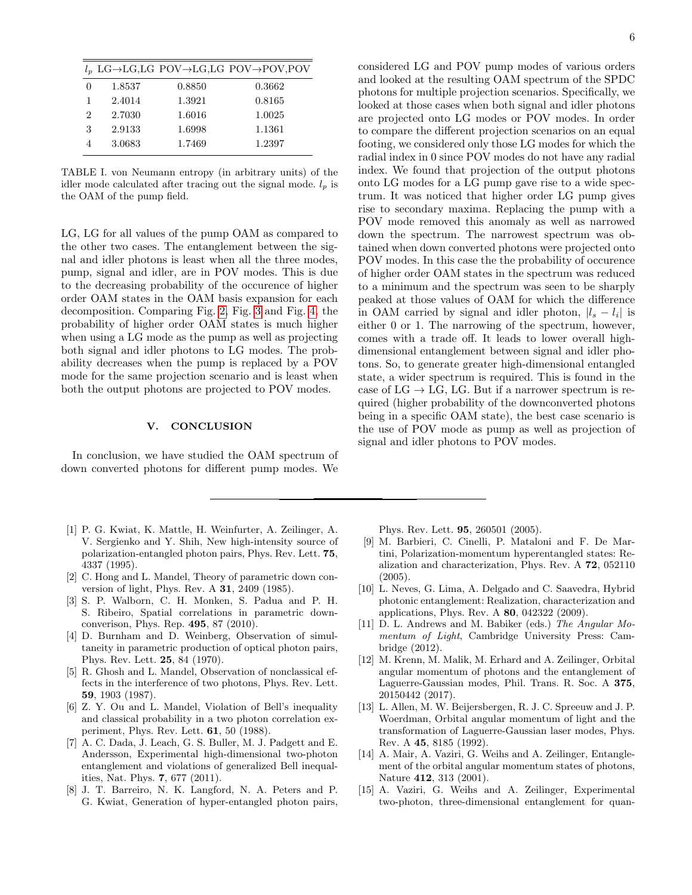| $l_p$ | LG→LG,LG | POV→LG,LG | POV→POV,POV |
|---|---|---|---|
| 0 | 1.8537 | 0.8850 | 0.3662 |
| 1 | 2.4014 | 1.3921 | 0.8165 |
| 2 | 2.7030 | 1.6016 | 1.0025 |
| 3 | 2.9133 | 1.6998 | 1.1361 |
| 4 | 3.0683 | 1.7469 | 1.2397 |

TABLE I. von Neumann entropy (in arbitrary units) of the idler mode calculated after tracing out the signal mode. $l_p$ is the OAM of the pump field.

LG, LG for all values of the pump OAM as compared to the other two cases. The entanglement between the signal and idler photons is least when all the three modes, pump, signal and idler, are in POV modes. This is due to the decreasing probability of the occurence of higher order OAM states in the OAM basis expansion for each decomposition. Comparing Fig. 2, Fig. 3 and Fig. 4, the probability of higher order OAM states is much higher when using a LG mode as the pump as well as projecting both signal and idler photons to LG modes. The probability decreases when the pump is replaced by a POV mode for the same projection scenario and is least when both the output photons are projected to POV modes.

## V. CONCLUSION

In conclusion, we have studied the OAM spectrum of down converted photons for different pump modes. We considered LG and POV pump modes of various orders and looked at the resulting OAM spectrum of the SPDC photons for multiple projection scenarios. Specifically, we looked at those cases when both signal and idler photons are projected onto LG modes or POV modes. In order to compare the different projection scenarios on an equal footing, we considered only those LG modes for which the radial index in 0 since POV modes do not have any radial index. We found that projection of the output photons onto LG modes for a LG pump gave rise to a wide spectrum. It was noticed that higher order LG pump gives rise to secondary maxima. Replacing the pump with a POV mode removed this anomaly as well as narrowed down the spectrum. The narrowest spectrum was obtained when down converted photons were projected onto POV modes. In this case the the probability of occurence of higher order OAM states in the spectrum was reduced to a minimum and the spectrum was seen to be sharply peaked at those values of OAM for which the difference in OAM carried by signal and idler photon, $|l_s - l_i|$ is either 0 or 1. The narrowing of the spectrum, however, comes with a trade off. It leads to lower overall high-dimensional entanglement between signal and idler photons. So, to generate greater high-dimensional entangled state, a wider spectrum is required. This is found in the case of LG → LG, LG. But if a narrower spectrum is required (higher probability of the downconverted photons being in a specific OAM state), the best case scenario is the use of POV mode as pump as well as projection of signal and idler photons to POV modes.

---

[1] P. G. Kwiat, K. Mattle, H. Weinfurter, A. Zeilinger, A. V. Sergienko and Y. Shih, New high-intensity source of polarization-entangled photon pairs, Phys. Rev. Lett. **75**, 4337 (1995).

[2] C. Hong and L. Mandel, Theory of parametric down conversion of light, Phys. Rev. A **31**, 2409 (1985).

[3] S. P. Walborn, C. H. Monken, S. Padua and P. H. S. Ribeiro, Spatial correlations in parametric downconverison, Phys. Rep. **495**, 87 (2010).

[4] D. Burnham and D. Weinberg, Observation of simultaneity in parametric production of optical photon pairs, Phys. Rev. Lett. **25**, 84 (1970).

[5] R. Ghosh and L. Mandel, Observation of nonclassical effects in the interference of two photons, Phys. Rev. Lett. **59**, 1903 (1987).

[6] Z. Y. Ou and L. Mandel, Violation of Bell's inequality and classical probability in a two photon correlation experiment, Phys. Rev. Lett. **61**, 50 (1988).

[7] A. C. Dada, J. Leach, G. S. Buller, M. J. Padgett and E. Andersson, Experimental high-dimensional two-photon entanglement and violations of generalized Bell inequalities, Nat. Phys. **7**, 677 (2011).

[8] J. T. Barreiro, N. K. Langford, N. A. Peters and P. G. Kwiat, Generation of hyper-entangled photon pairs, Phys. Rev. Lett. **95**, 260501 (2005).

[9] M. Barbieri, C. Cinelli, P. Mataloni and F. De Martini, Polarization-momentum hyperentangled states: Realization and characterization, Phys. Rev. A **72**, 052110 (2005).

[10] L. Neves, G. Lima, A. Delgado and C. Saavedra, Hybrid photonic entanglement: Realization, characterization and applications, Phys. Rev. A **80**, 042322 (2009).

[11] D. L. Andrews and M. Babiker (eds.) *The Angular Momentum of Light*, Cambridge University Press: Cambridge (2012).

[12] M. Krenn, M. Malik, M. Erhard and A. Zeilinger, Orbital angular momentum of photons and the entanglement of Laguerre-Gaussian modes, Phil. Trans. R. Soc. A **375**, 20150442 (2017).

[13] L. Allen, M. W. Beijersbergen, R. J. C. Spreeuw and J. P. Woerdman, Orbital angular momentum of light and the transformation of Laguerre-Gaussian laser modes, Phys. Rev. A **45**, 8185 (1992).

[14] A. Mair, A. Vaziri, G. Weihs and A. Zeilinger, Entanglement of the orbital angular momentum states of photons, Nature **412**, 313 (2001).

[15] A. Vaziri, G. Weihs and A. Zeilinger, Experimental two-photon, three-dimensional entanglement for quan-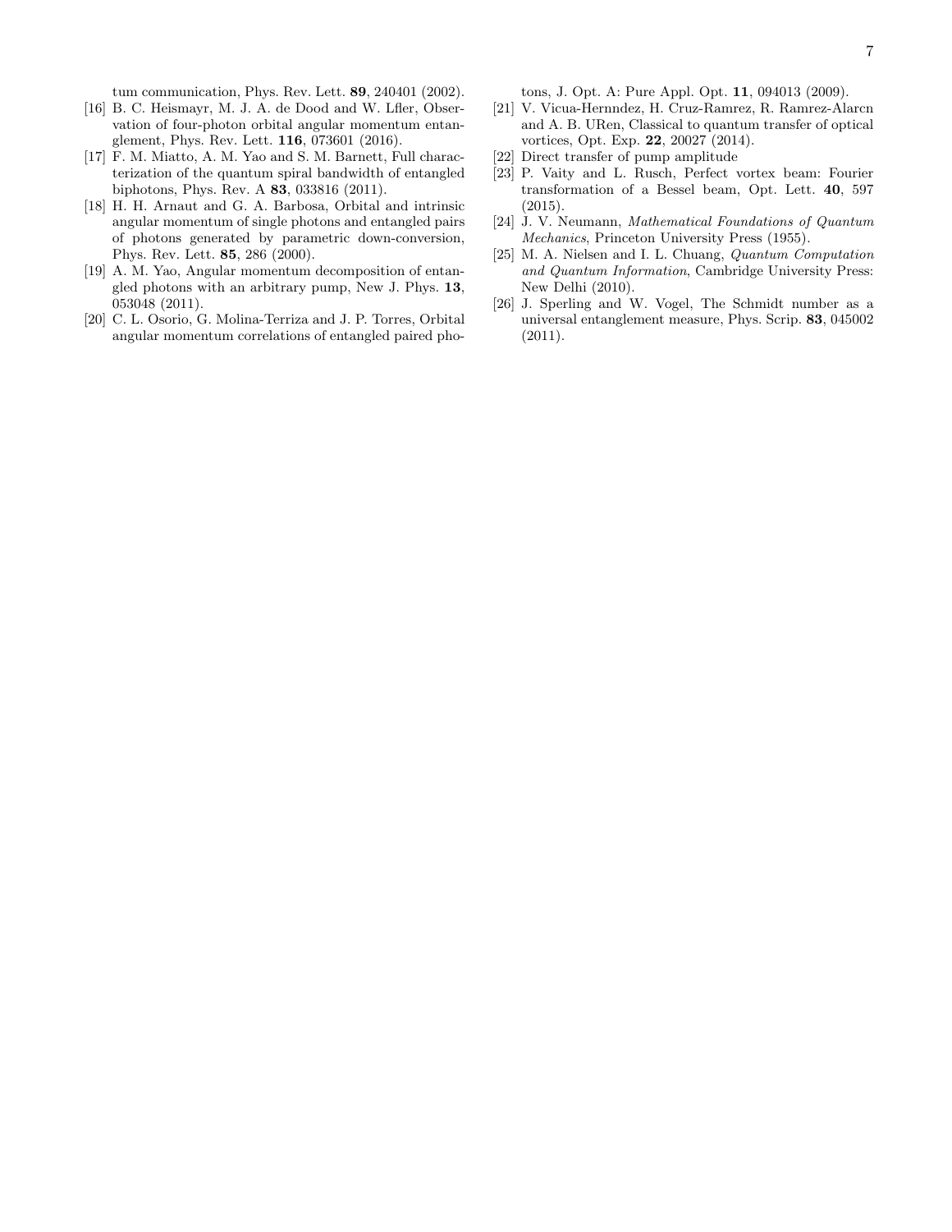tum communication, Phys. Rev. Lett. **89**, 240401 (2002).

[16] B. C. Heismayr, M. J. A. de Dood and W. Lfler, Observation of four-photon orbital angular momentum entanglement, Phys. Rev. Lett. **116**, 073601 (2016).

[17] F. M. Miatto, A. M. Yao and S. M. Barnett, Full characterization of the quantum spiral bandwidth of entangled biphotons, Phys. Rev. A **83**, 033816 (2011).

[18] H. H. Arnaut and G. A. Barbosa, Orbital and intrinsic angular momentum of single photons and entangled pairs of photons generated by parametric down-conversion, Phys. Rev. Lett. **85**, 286 (2000).

[19] A. M. Yao, Angular momentum decomposition of entangled photons with an arbitrary pump, New J. Phys. **13**, 053048 (2011).

[20] C. L. Osorio, G. Molina-Terriza and J. P. Torres, Orbital angular momentum correlations of entangled paired photons, J. Opt. A: Pure Appl. Opt. **11**, 094013 (2009).

[21] V. Vicua-Hernndez, H. Cruz-Ramrez, R. Ramrez-Alarcn and A. B. URen, Classical to quantum transfer of optical vortices, Opt. Exp. **22**, 20027 (2014).

[22] Direct transfer of pump amplitude

[23] P. Vaity and L. Rusch, Perfect vortex beam: Fourier transformation of a Bessel beam, Opt. Lett. **40**, 597 (2015).

[24] J. V. Neumann, *Mathematical Foundations of Quantum Mechanics*, Princeton University Press (1955).

[25] M. A. Nielsen and I. L. Chuang, *Quantum Computation and Quantum Information*, Cambridge University Press: New Delhi (2010).

[26] J. Sperling and W. Vogel, The Schmidt number as a universal entanglement measure, Phys. Scrip. **83**, 045002 (2011).